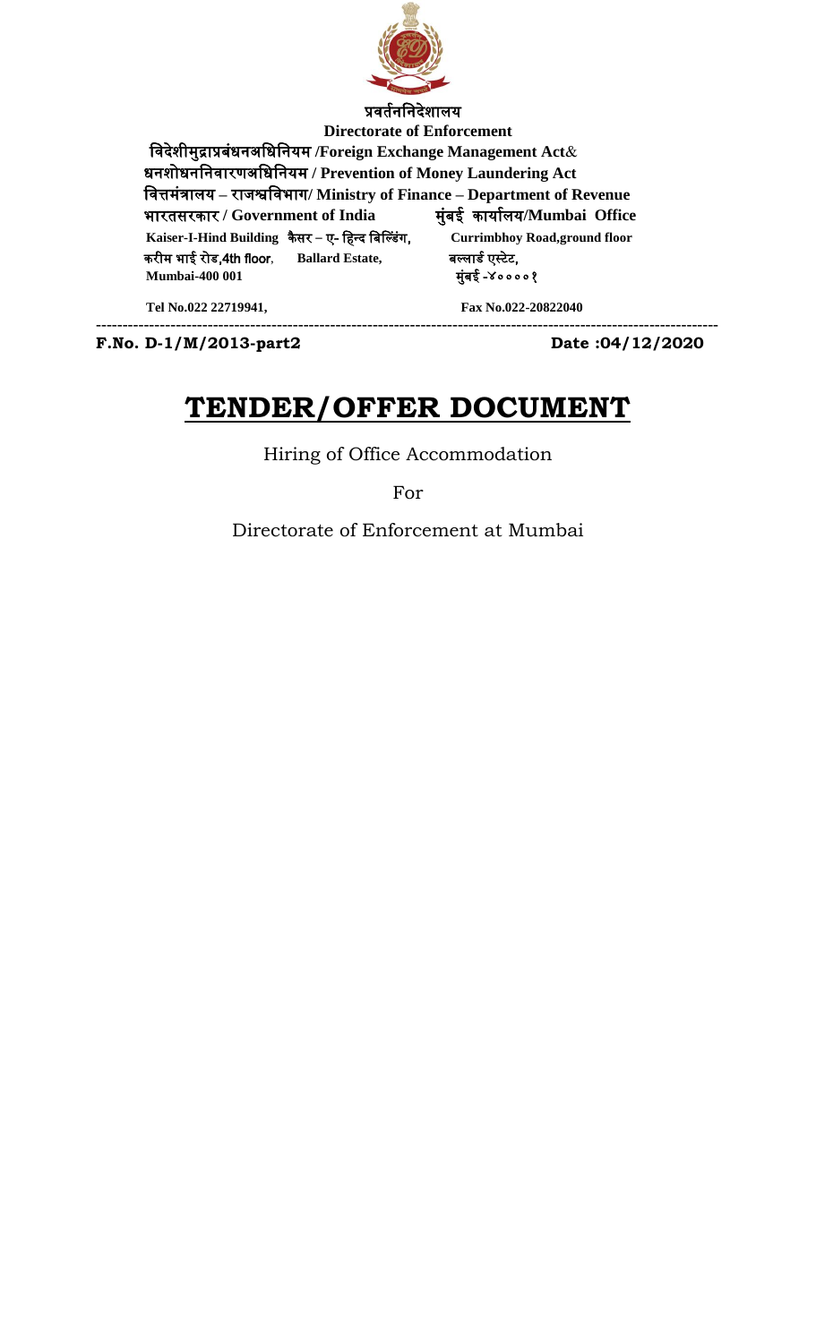प्रवर्तननिदेशालय

**Directorate of Enforcement**

विदेशीमुद्राप्रबंधनअधिनियम **/Foreign Exchange Management Act**&

धनशोधननिवारणअधिनियम **/ Prevention of Money Laundering Act**

वित्तमंत्रालय – राजस्वविभाग**/ Ministry of Finance – Department of Revenue**

भारतसरकार **/ Government of India** मुंबई कार्यालय**/Mumbai Office**

**Kaiser-I-Hind Building** कैसर – ए- हिन्द बिल्डिंग, **Currimbhoy Road,ground floor**

करीम भाई रोड,4th floor, **Ballard Estate,** बल्लार्ड एस्टेट,

**Mumbai-400 001** मुंबई -४००००१

**Tel No.022 22719941,** **Fax No.022-20822040**

---

**F.No. D-1/M/2013-part2** **Date :04/12/2020**

# TENDER/OFFER DOCUMENT

Hiring of Office Accommodation

For

Directorate of Enforcement at Mumbai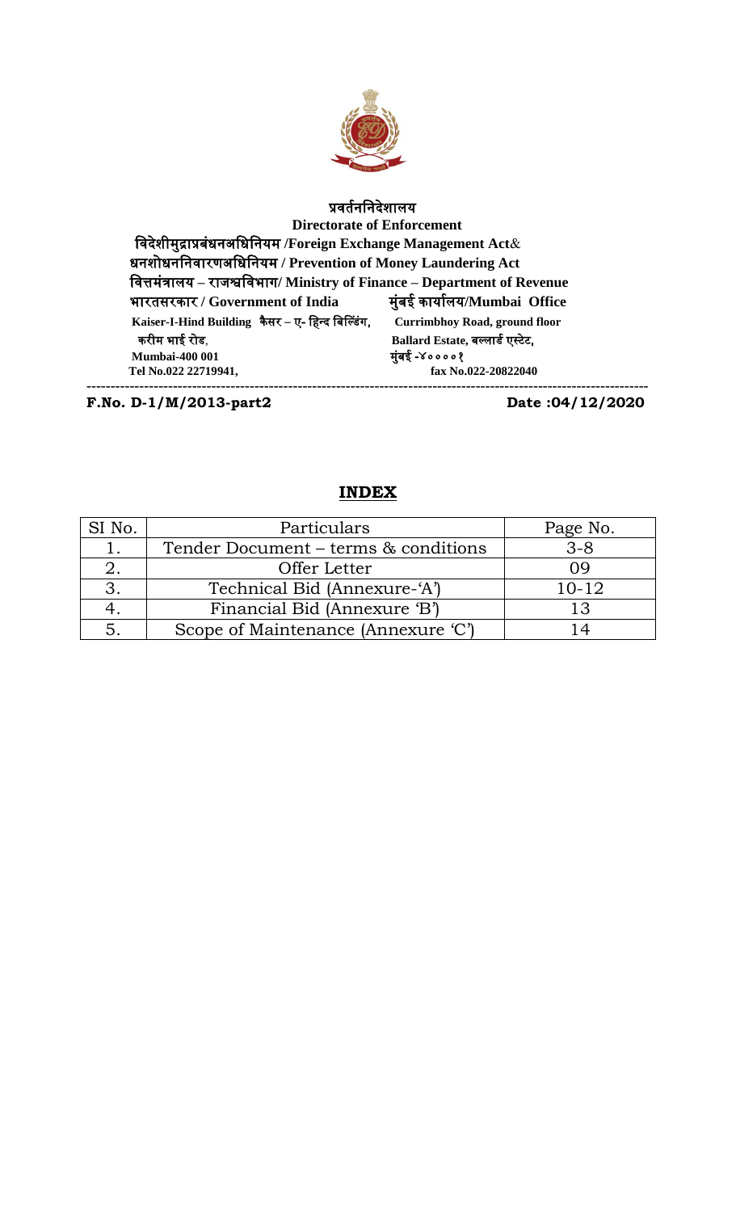**प्रवर्तननिदेशालय**
**Directorate of Enforcement**
**विदेशीमुद्राप्रबंधनअधिनियम /Foreign Exchange Management Act**&
**धनशोधननिवारणअधिनियम / Prevention of Money Laundering Act**
**वित्तमंत्रालय – राजस्वविभाग/ Ministry of Finance – Department of Revenue**
**भारतसरकार / Government of India** **मुंबई कार्यालय/Mumbai Office**

**Kaiser-I-Hind Building कैसर – ए- हिन्द बिल्डिंग,** **Currimbhoy Road, ground floor**
**करीम भाई रोड,** **Ballard Estate, बल्लार्ड एस्टेट,**
**Mumbai-400 001** **मुंबई -४००००१**
**Tel No.022 22719941,** **fax No.022-20822040**

---

**F.No. D-1/M/2013-part2** **Date :04/12/2020**

## INDEX

| SI No. | Particulars | Page No. |
|---|---|---|
| 1. | Tender Document – terms & conditions | 3-8 |
| 2. | Offer Letter | 09 |
| 3. | Technical Bid (Annexure-'A') | 10-12 |
| 4. | Financial Bid (Annexure 'B') | 13 |
| 5. | Scope of Maintenance (Annexure 'C') | 14 |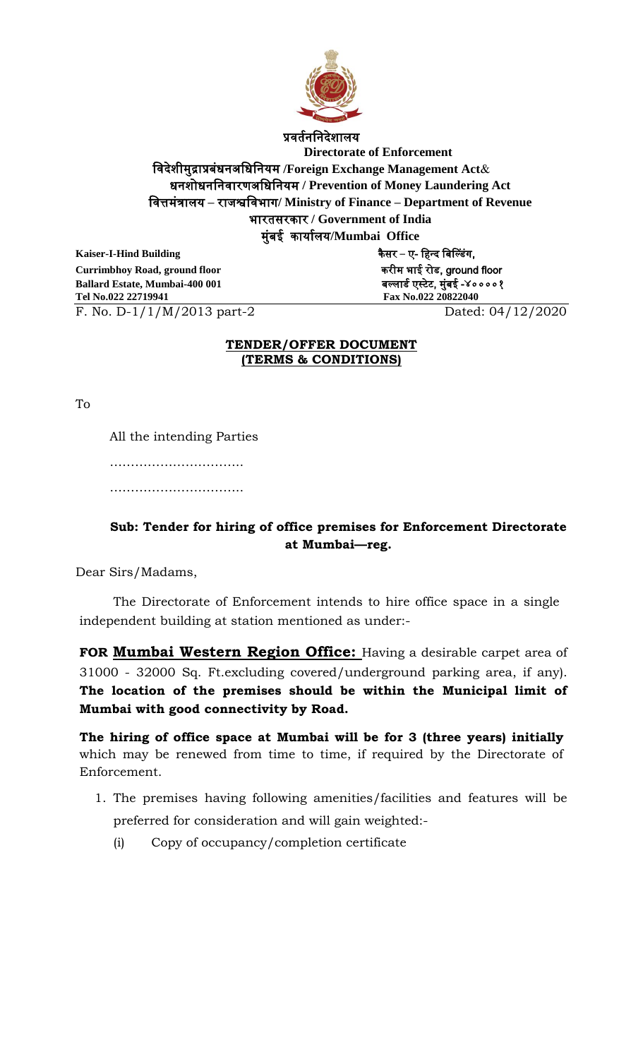**प्रवर्तननिदेशालय**

**Directorate of Enforcement**

**विदेशीमुद्राप्रबंधनअधिनियम /Foreign Exchange Management Act& धनशोधननिवारणअधिनियम / Prevention of Money Laundering Act**

**वित्तमंत्रालय – राजस्वविभाग/ Ministry of Finance – Department of Revenue**

**भारतसरकार / Government of India**

**मुंबई कार्यालय/Mumbai Office**

| | |
|---|---|
| **Kaiser-I-Hind Building** | **कैसर – ए- हिन्द बिल्डिंग,** |
| **Currimbhoy Road, ground floor** | **करीम भाई रोड, ground floor** |
| **Ballard Estate, Mumbai-400 001** | **बल्लार्ड एस्टेट, मुंबई -४००००१** |
| **Tel No.022 22719941** | **Fax No.022 20822040** |

F. No. D-1/1/M/2013 part-2 Dated: 04/12/2020

**TENDER/OFFER DOCUMENT**
**(TERMS & CONDITIONS)**

To

All the intending Parties

……………………………

……………………………

**Sub: Tender for hiring of office premises for Enforcement Directorate at Mumbai—reg.**

Dear Sirs/Madams,

The Directorate of Enforcement intends to hire office space in a single independent building at station mentioned as under:-

**FOR Mumbai Western Region Office:** Having a desirable carpet area of 31000 - 32000 Sq. Ft.excluding covered/underground parking area, if any). **The location of the premises should be within the Municipal limit of Mumbai with good connectivity by Road.**

**The hiring of office space at Mumbai will be for 3 (three years) initially** which may be renewed from time to time, if required by the Directorate of Enforcement.

1. The premises having following amenities/facilities and features will be preferred for consideration and will gain weighted:-
   - (i) Copy of occupancy/completion certificate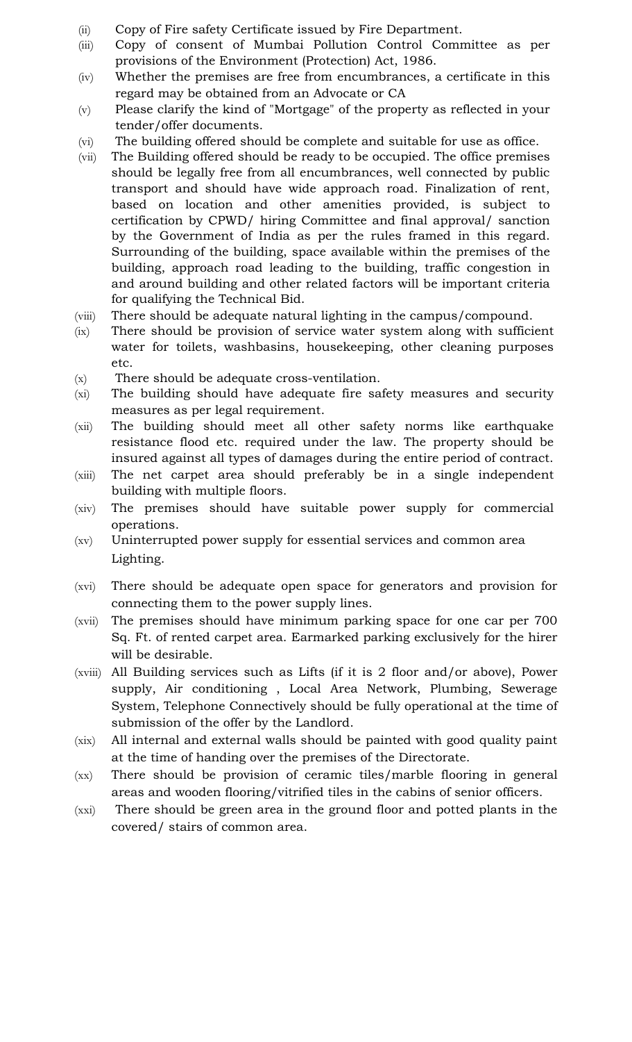(ii) Copy of Fire safety Certificate issued by Fire Department.

(iii) Copy of consent of Mumbai Pollution Control Committee as per provisions of the Environment (Protection) Act, 1986.

(iv) Whether the premises are free from encumbrances, a certificate in this regard may be obtained from an Advocate or CA

(v) Please clarify the kind of "Mortgage" of the property as reflected in your tender/offer documents.

(vi) The building offered should be complete and suitable for use as office.

(vii) The Building offered should be ready to be occupied. The office premises should be legally free from all encumbrances, well connected by public transport and should have wide approach road. Finalization of rent, based on location and other amenities provided, is subject to certification by CPWD/ hiring Committee and final approval/ sanction by the Government of India as per the rules framed in this regard. Surrounding of the building, space available within the premises of the building, approach road leading to the building, traffic congestion in and around building and other related factors will be important criteria for qualifying the Technical Bid.

(viii) There should be adequate natural lighting in the campus/compound.

(ix) There should be provision of service water system along with sufficient water for toilets, washbasins, housekeeping, other cleaning purposes etc.

(x) There should be adequate cross-ventilation.

(xi) The building should have adequate fire safety measures and security measures as per legal requirement.

(xii) The building should meet all other safety norms like earthquake resistance flood etc. required under the law. The property should be insured against all types of damages during the entire period of contract.

(xiii) The net carpet area should preferably be in a single independent building with multiple floors.

(xiv) The premises should have suitable power supply for commercial operations.

(xv) Uninterrupted power supply for essential services and common area Lighting.

(xvi) There should be adequate open space for generators and provision for connecting them to the power supply lines.

(xvii) The premises should have minimum parking space for one car per 700 Sq. Ft. of rented carpet area. Earmarked parking exclusively for the hirer will be desirable.

(xviii) All Building services such as Lifts (if it is 2 floor and/or above), Power supply, Air conditioning , Local Area Network, Plumbing, Sewerage System, Telephone Connectively should be fully operational at the time of submission of the offer by the Landlord.

(xix) All internal and external walls should be painted with good quality paint at the time of handing over the premises of the Directorate.

(xx) There should be provision of ceramic tiles/marble flooring in general areas and wooden flooring/vitrified tiles in the cabins of senior officers.

(xxi) There should be green area in the ground floor and potted plants in the covered/ stairs of common area.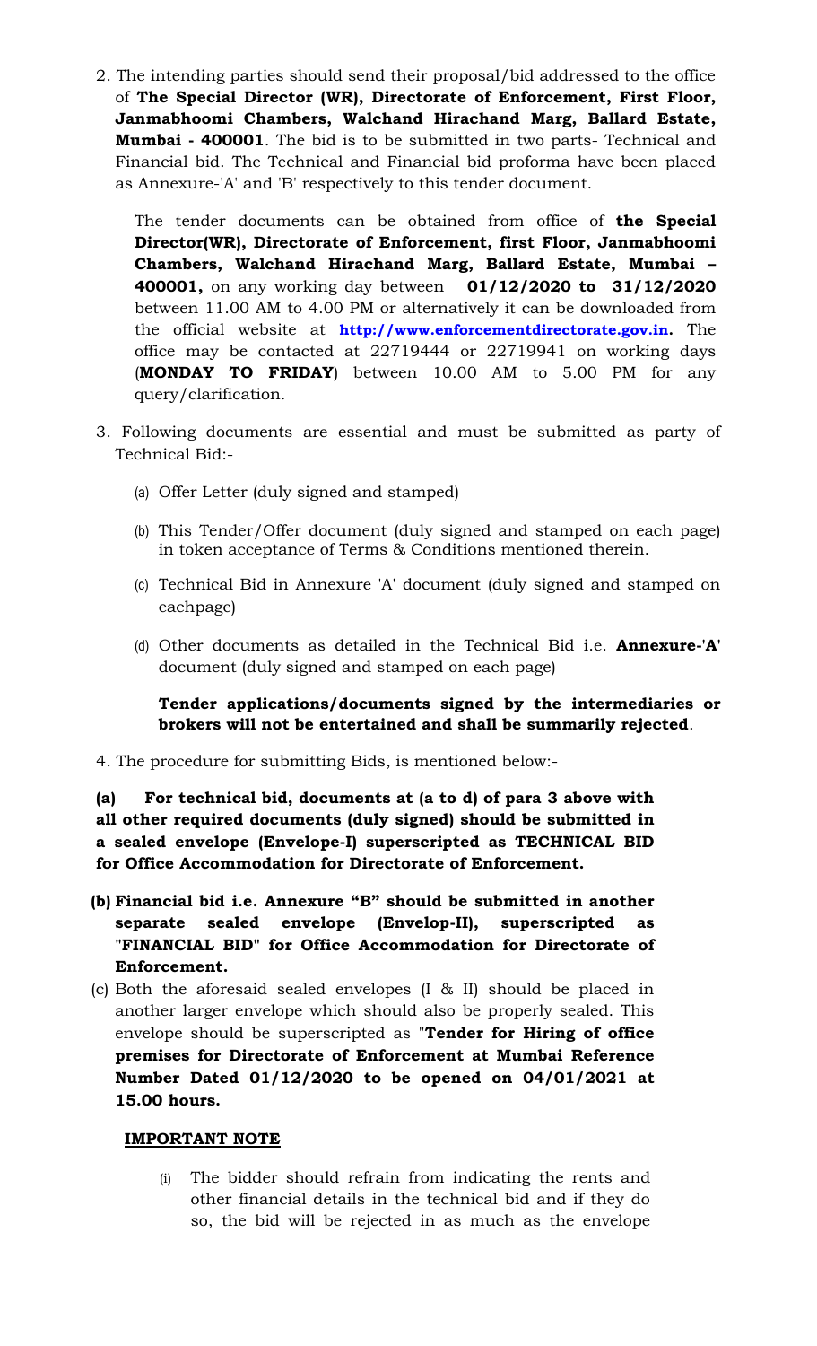2. The intending parties should send their proposal/bid addressed to the office of **The Special Director (WR), Directorate of Enforcement, First Floor, Janmabhoomi Chambers, Walchand Hirachand Marg, Ballard Estate, Mumbai - 400001**. The bid is to be submitted in two parts- Technical and Financial bid. The Technical and Financial bid proforma have been placed as Annexure-'A' and 'B' respectively to this tender document.

   The tender documents can be obtained from office of **the Special Director(WR), Directorate of Enforcement, first Floor, Janmabhoomi Chambers, Walchand Hirachand Marg, Ballard Estate, Mumbai – 400001,** on any working day between **01/12/2020 to 31/12/2020** between 11.00 AM to 4.00 PM or alternatively it can be downloaded from the official website at **http://www.enforcementdirectorate.gov.in.** The office may be contacted at 22719444 or 22719941 on working days (**MONDAY TO FRIDAY**) between 10.00 AM to 5.00 PM for any query/clarification.

3. Following documents are essential and must be submitted as party of Technical Bid:-

   (a) Offer Letter (duly signed and stamped)

   (b) This Tender/Offer document (duly signed and stamped on each page) in token acceptance of Terms & Conditions mentioned therein.

   (c) Technical Bid in Annexure 'A' document (duly signed and stamped on eachpage)

   (d) Other documents as detailed in the Technical Bid i.e. **Annexure-'A'** document (duly signed and stamped on each page)

   **Tender applications/documents signed by the intermediaries or brokers will not be entertained and shall be summarily rejected**.

4. The procedure for submitting Bids, is mentioned below:-

**(a) For technical bid, documents at (a to d) of para 3 above with all other required documents (duly signed) should be submitted in a sealed envelope (Envelope-I) superscripted as TECHNICAL BID for Office Accommodation for Directorate of Enforcement.**

**(b) Financial bid i.e. Annexure "B" should be submitted in another separate sealed envelope (Envelop-II), superscripted as "FINANCIAL BID" for Office Accommodation for Directorate of Enforcement.**

(c) Both the aforesaid sealed envelopes (I & II) should be placed in another larger envelope which should also be properly sealed. This envelope should be superscripted as "**Tender for Hiring of office premises for Directorate of Enforcement at Mumbai Reference Number Dated 01/12/2020 to be opened on 04/01/2021 at 15.00 hours.**

**IMPORTANT NOTE**

(i) The bidder should refrain from indicating the rents and other financial details in the technical bid and if they do so, the bid will be rejected in as much as the envelope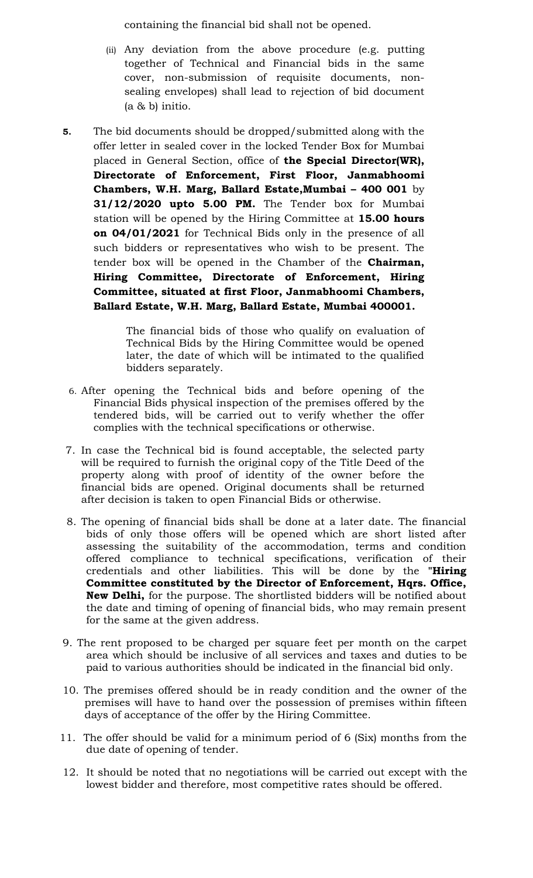containing the financial bid shall not be opened.

(ii) Any deviation from the above procedure (e.g. putting together of Technical and Financial bids in the same cover, non-submission of requisite documents, non-sealing envelopes) shall lead to rejection of bid document (a & b) initio.

**5.** The bid documents should be dropped/submitted along with the offer letter in sealed cover in the locked Tender Box for Mumbai placed in General Section, office of **the Special Director(WR), Directorate of Enforcement, First Floor, Janmabhoomi Chambers, W.H. Marg, Ballard Estate,Mumbai – 400 001** by **31/12/2020 upto 5.00 PM.** The Tender box for Mumbai station will be opened by the Hiring Committee at **15.00 hours on 04/01/2021** for Technical Bids only in the presence of all such bidders or representatives who wish to be present. The tender box will be opened in the Chamber of the **Chairman, Hiring Committee, Directorate of Enforcement, Hiring Committee, situated at first Floor, Janmabhoomi Chambers, Ballard Estate, W.H. Marg, Ballard Estate, Mumbai 400001.**

The financial bids of those who qualify on evaluation of Technical Bids by the Hiring Committee would be opened later, the date of which will be intimated to the qualified bidders separately.

6. After opening the Technical bids and before opening of the Financial Bids physical inspection of the premises offered by the tendered bids, will be carried out to verify whether the offer complies with the technical specifications or otherwise.

7. In case the Technical bid is found acceptable, the selected party will be required to furnish the original copy of the Title Deed of the property along with proof of identity of the owner before the financial bids are opened. Original documents shall be returned after decision is taken to open Financial Bids or otherwise.

8. The opening of financial bids shall be done at a later date. The financial bids of only those offers will be opened which are short listed after assessing the suitability of the accommodation, terms and condition offered compliance to technical specifications, verification of their credentials and other liabilities. This will be done by the **"Hiring Committee constituted by the Director of Enforcement, Hqrs. Office, New Delhi,** for the purpose. The shortlisted bidders will be notified about the date and timing of opening of financial bids, who may remain present for the same at the given address.

9. The rent proposed to be charged per square feet per month on the carpet area which should be inclusive of all services and taxes and duties to be paid to various authorities should be indicated in the financial bid only.

10. The premises offered should be in ready condition and the owner of the premises will have to hand over the possession of premises within fifteen days of acceptance of the offer by the Hiring Committee.

11. The offer should be valid for a minimum period of 6 (Six) months from the due date of opening of tender.

12. It should be noted that no negotiations will be carried out except with the lowest bidder and therefore, most competitive rates should be offered.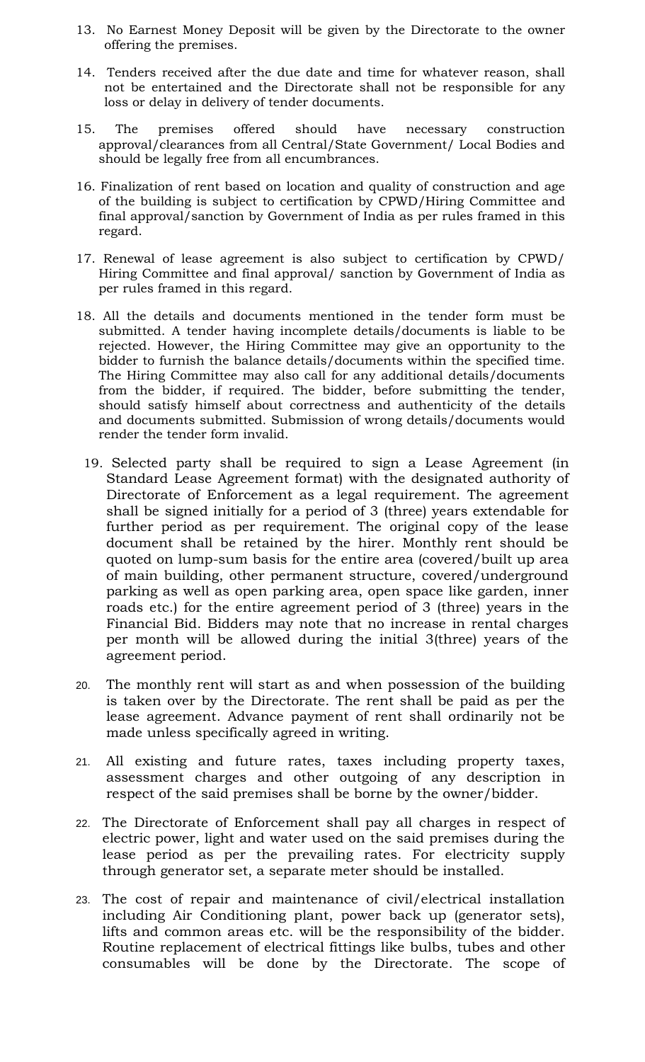13. No Earnest Money Deposit will be given by the Directorate to the owner offering the premises.

14. Tenders received after the due date and time for whatever reason, shall not be entertained and the Directorate shall not be responsible for any loss or delay in delivery of tender documents.

15. The premises offered should have necessary construction approval/clearances from all Central/State Government/ Local Bodies and should be legally free from all encumbrances.

16. Finalization of rent based on location and quality of construction and age of the building is subject to certification by CPWD/Hiring Committee and final approval/sanction by Government of India as per rules framed in this regard.

17. Renewal of lease agreement is also subject to certification by CPWD/ Hiring Committee and final approval/ sanction by Government of India as per rules framed in this regard.

18. All the details and documents mentioned in the tender form must be submitted. A tender having incomplete details/documents is liable to be rejected. However, the Hiring Committee may give an opportunity to the bidder to furnish the balance details/documents within the specified time. The Hiring Committee may also call for any additional details/documents from the bidder, if required. The bidder, before submitting the tender, should satisfy himself about correctness and authenticity of the details and documents submitted. Submission of wrong details/documents would render the tender form invalid.

19. Selected party shall be required to sign a Lease Agreement (in Standard Lease Agreement format) with the designated authority of Directorate of Enforcement as a legal requirement. The agreement shall be signed initially for a period of 3 (three) years extendable for further period as per requirement. The original copy of the lease document shall be retained by the hirer. Monthly rent should be quoted on lump-sum basis for the entire area (covered/built up area of main building, other permanent structure, covered/underground parking as well as open parking area, open space like garden, inner roads etc.) for the entire agreement period of 3 (three) years in the Financial Bid. Bidders may note that no increase in rental charges per month will be allowed during the initial 3(three) years of the agreement period.

20. The monthly rent will start as and when possession of the building is taken over by the Directorate. The rent shall be paid as per the lease agreement. Advance payment of rent shall ordinarily not be made unless specifically agreed in writing.

21. All existing and future rates, taxes including property taxes, assessment charges and other outgoing of any description in respect of the said premises shall be borne by the owner/bidder.

22. The Directorate of Enforcement shall pay all charges in respect of electric power, light and water used on the said premises during the lease period as per the prevailing rates. For electricity supply through generator set, a separate meter should be installed.

23. The cost of repair and maintenance of civil/electrical installation including Air Conditioning plant, power back up (generator sets), lifts and common areas etc. will be the responsibility of the bidder. Routine replacement of electrical fittings like bulbs, tubes and other consumables will be done by the Directorate. The scope of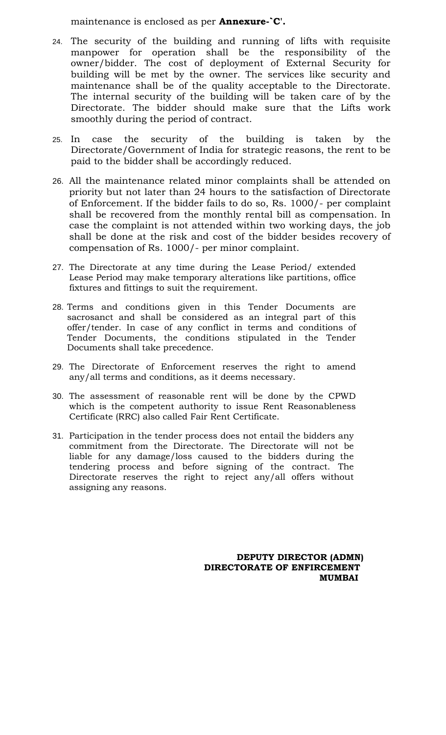maintenance is enclosed as per **Annexure-`C'.**

24. The security of the building and running of lifts with requisite manpower for operation shall be the responsibility of the owner/bidder. The cost of deployment of External Security for building will be met by the owner. The services like security and maintenance shall be of the quality acceptable to the Directorate. The internal security of the building will be taken care of by the Directorate. The bidder should make sure that the Lifts work smoothly during the period of contract.

25. In case the security of the building is taken by the Directorate/Government of India for strategic reasons, the rent to be paid to the bidder shall be accordingly reduced.

26. All the maintenance related minor complaints shall be attended on priority but not later than 24 hours to the satisfaction of Directorate of Enforcement. If the bidder fails to do so, Rs. 1000/- per complaint shall be recovered from the monthly rental bill as compensation. In case the complaint is not attended within two working days, the job shall be done at the risk and cost of the bidder besides recovery of compensation of Rs. 1000/- per minor complaint.

27. The Directorate at any time during the Lease Period/ extended Lease Period may make temporary alterations like partitions, office fixtures and fittings to suit the requirement.

28. Terms and conditions given in this Tender Documents are sacrosanct and shall be considered as an integral part of this offer/tender. In case of any conflict in terms and conditions of Tender Documents, the conditions stipulated in the Tender Documents shall take precedence.

29. The Directorate of Enforcement reserves the right to amend any/all terms and conditions, as it deems necessary.

30. The assessment of reasonable rent will be done by the CPWD which is the competent authority to issue Rent Reasonableness Certificate (RRC) also called Fair Rent Certificate.

31. Participation in the tender process does not entail the bidders any commitment from the Directorate. The Directorate will not be liable for any damage/loss caused to the bidders during the tendering process and before signing of the contract. The Directorate reserves the right to reject any/all offers without assigning any reasons.

**DEPUTY DIRECTOR (ADMN)**
**DIRECTORATE OF ENFIRCEMENT**
**MUMBAI**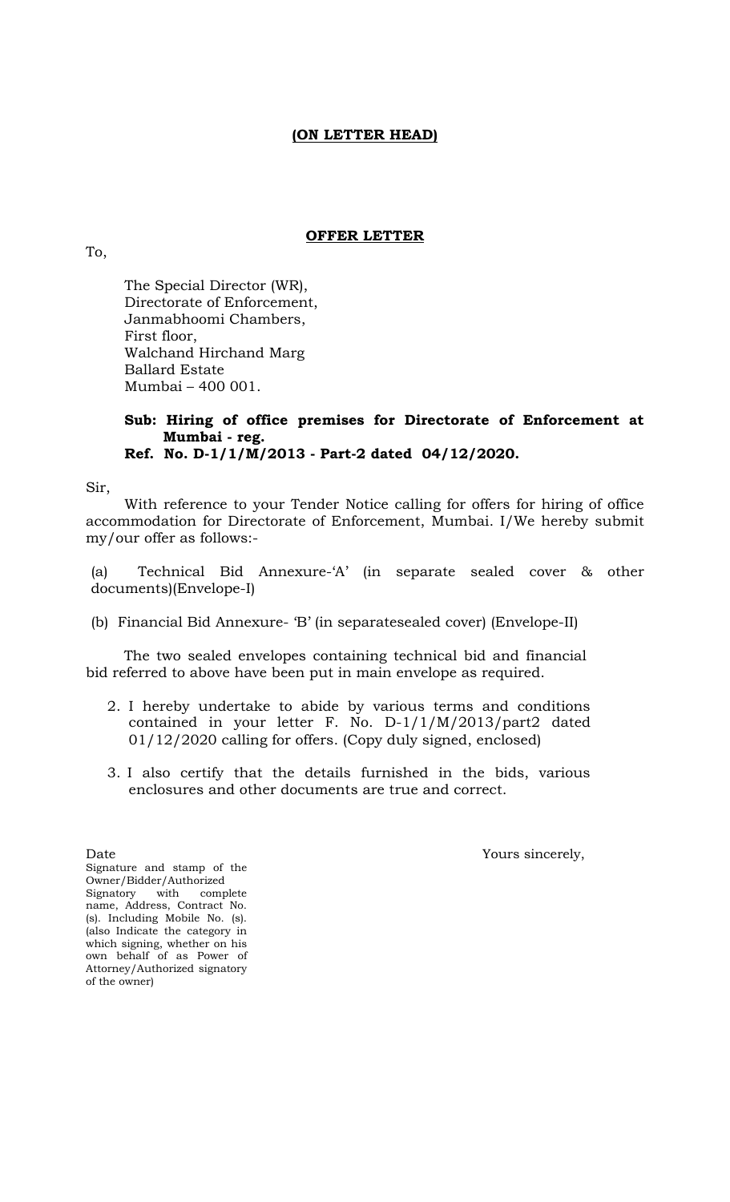**(ON LETTER HEAD)**

**OFFER LETTER**

To,

The Special Director (WR),
Directorate of Enforcement,
Janmabhoomi Chambers,
First floor,
Walchand Hirchand Marg
Ballard Estate
Mumbai – 400 001.

**Sub: Hiring of office premises for Directorate of Enforcement at Mumbai - reg.**
**Ref. No. D-1/1/M/2013 - Part-2 dated 04/12/2020.**

Sir,

With reference to your Tender Notice calling for offers for hiring of office accommodation for Directorate of Enforcement, Mumbai. I/We hereby submit my/our offer as follows:-

(a) Technical Bid Annexure-'A' (in separate sealed cover & other documents)(Envelope-I)

(b) Financial Bid Annexure- 'B' (in separatesealed cover) (Envelope-II)

The two sealed envelopes containing technical bid and financial bid referred to above have been put in main envelope as required.

2. I hereby undertake to abide by various terms and conditions contained in your letter F. No. D-1/1/M/2013/part2 dated 01/12/2020 calling for offers. (Copy duly signed, enclosed)

3. I also certify that the details furnished in the bids, various enclosures and other documents are true and correct.

Date

Yours sincerely,

Signature and stamp of the Owner/Bidder/Authorized Signatory with complete name, Address, Contract No. (s). Including Mobile No. (s). (also Indicate the category in which signing, whether on his own behalf of as Power of Attorney/Authorized signatory of the owner)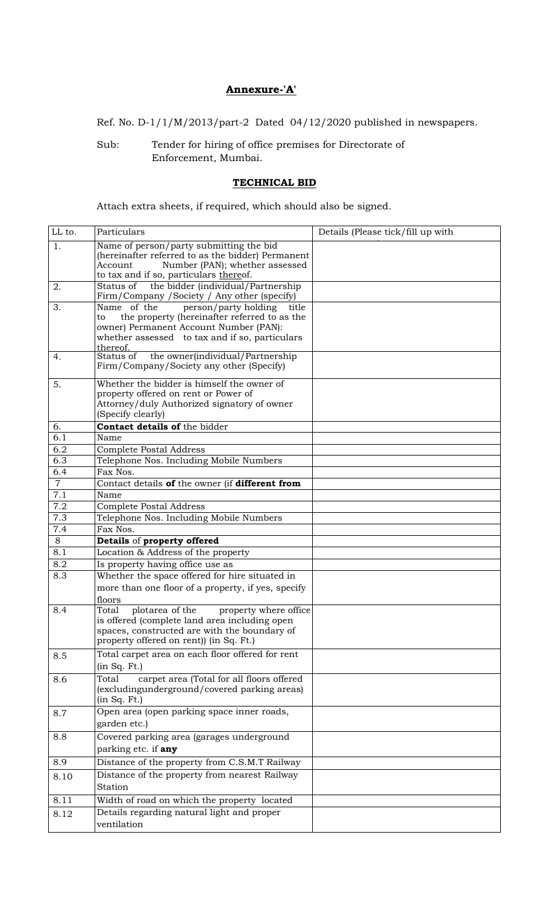## Annexure-'A'

Ref. No. D-1/1/M/2013/part-2 Dated 04/12/2020 published in newspapers.

Sub: Tender for hiring of office premises for Directorate of Enforcement, Mumbai.

## TECHNICAL BID

Attach extra sheets, if required, which should also be signed.

| LL to. | Particulars | Details (Please tick/fill up with |
|---|---|---|
| 1. | Name of person/party submitting the bid (hereinafter referred to as the bidder) Permanent Account Number (PAN); whether assessed to tax and if so, particulars thereof. | |
| 2. | Status of the bidder (individual/Partnership Firm/Company /Society / Any other (specify) | |
| 3. | Name of the person/party holding title to the property (hereinafter referred to as the owner) Permanent Account Number (PAN): whether assessed to tax and if so, particulars thereof. | |
| 4. | Status of the owner(individual/Partnership Firm/Company/Society any other (Specify) | |
| 5. | Whether the bidder is himself the owner of property offered on rent or Power of Attorney/duly Authorized signatory of owner (Specify clearly) | |
| 6. | **Contact details of** the bidder | |
| 6.1 | Name | |
| 6.2 | Complete Postal Address | |
| 6.3 | Telephone Nos. Including Mobile Numbers | |
| 6.4 | Fax Nos. | |
| 7 | Contact details **of** the owner (if **different from** | |
| 7.1 | Name | |
| 7.2 | Complete Postal Address | |
| 7.3 | Telephone Nos. Including Mobile Numbers | |
| 7.4 | Fax Nos. | |
| 8 | **Details** of **property offered** | |
| 8.1 | Location & Address of the property | |
| 8.2 | Is property having office use as | |
| 8.3 | Whether the space offered for hire situated in more than one floor of a property, if yes, specify floors | |
| 8.4 | Total plotarea of the property where office is offered (complete land area including open spaces, constructed are with the boundary of property offered on rent)) (in Sq. Ft.) | |
| 8.5 | Total carpet area on each floor offered for rent (in Sq. Ft.) | |
| 8.6 | Total carpet area (Total for all floors offered (excludingunderground/covered parking areas) (in Sq. Ft.) | |
| 8.7 | Open area (open parking space inner roads, garden etc.) | |
| 8.8 | Covered parking area (garages underground parking etc. if **any** | |
| 8.9 | Distance of the property from C.S.M.T Railway | |
| 8.10 | Distance of the property from nearest Railway Station | |
| 8.11 | Width of road on which the property located | |
| 8.12 | Details regarding natural light and proper ventilation | |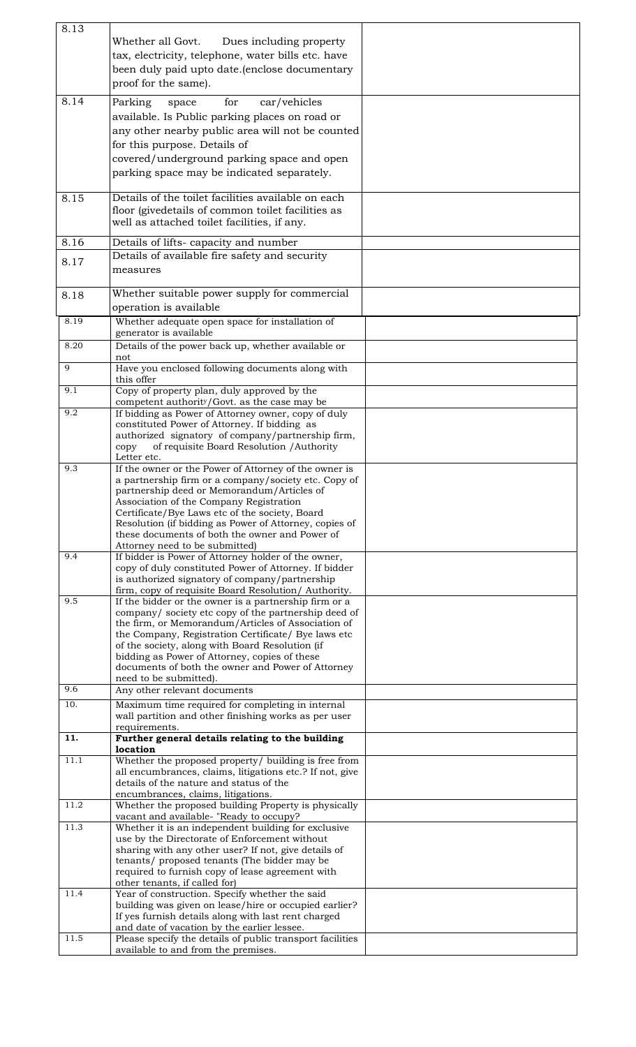| | | |
|---|---|---|
| 8.13 | Whether all Govt. Dues including property tax, electricity, telephone, water bills etc. have been duly paid upto date.(enclose documentary proof for the same). | |
| 8.14 | Parking space for car/vehicles available. Is Public parking places on road or any other nearby public area will not be counted for this purpose. Details of covered/underground parking space and open parking space may be indicated separately. | |
| 8.15 | Details of the toilet facilities available on each floor (givedetails of common toilet facilities as well as attached toilet facilities, if any. | |
| 8.16 | Details of lifts- capacity and number | |
| 8.17 | Details of available fire safety and security measures | |
| 8.18 | Whether suitable power supply for commercial operation is available | |
| 8.19 | Whether adequate open space for installation of generator is available | |
| 8.20 | Details of the power back up, whether available or not | |
| 9 | Have you enclosed following documents along with this offer | |
| 9.1 | Copy of property plan, duly approved by the competent authority/Govt. as the case may be | |
| 9.2 | If bidding as Power of Attorney owner, copy of duly constituted Power of Attorney. If bidding as authorized signatory of company/partnership firm, copy of requisite Board Resolution /Authority Letter etc. | |
| 9.3 | If the owner or the Power of Attorney of the owner is a partnership firm or a company/society etc. Copy of partnership deed or Memorandum/Articles of Association of the Company Registration Certificate/Bye Laws etc of the society, Board Resolution (if bidding as Power of Attorney, copies of these documents of both the owner and Power of Attorney need to be submitted) | |
| 9.4 | If bidder is Power of Attorney holder of the owner, copy of duly constituted Power of Attorney. If bidder is authorized signatory of company/partnership firm, copy of requisite Board Resolution/ Authority. | |
| 9.5 | If the bidder or the owner is a partnership firm or a company/ society etc copy of the partnership deed of the firm, or Memorandum/Articles of Association of the Company, Registration Certificate/ Bye laws etc of the society, along with Board Resolution (if bidding as Power of Attorney, copies of these documents of both the owner and Power of Attorney need to be submitted). | |
| 9.6 | Any other relevant documents | |
| 10. | Maximum time required for completing in internal wall partition and other finishing works as per user requirements. | |
| **11.** | **Further general details relating to the building location** | |
| 11.1 | Whether the proposed property/ building is free from all encumbrances, claims, litigations etc.? If not, give details of the nature and status of the encumbrances, claims, litigations. | |
| 11.2 | Whether the proposed building Property is physically vacant and available- "Ready to occupy? | |
| 11.3 | Whether it is an independent building for exclusive use by the Directorate of Enforcement without sharing with any other user? If not, give details of tenants/ proposed tenants (The bidder may be required to furnish copy of lease agreement with other tenants, if called for) | |
| 11.4 | Year of construction. Specify whether the said building was given on lease/hire or occupied earlier? If yes furnish details along with last rent charged and date of vacation by the earlier lessee. | |
| 11.5 | Please specify the details of public transport facilities available to and from the premises. | |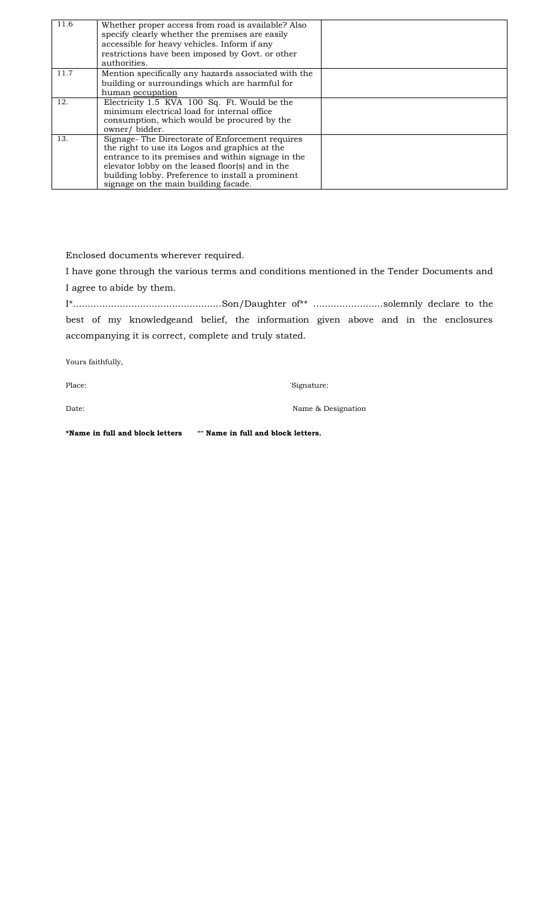| | | |
|---|---|---|
| 11.6 | Whether proper access from road is available? Also specify clearly whether the premises are easily accessible for heavy vehicles. Inform if any restrictions have been imposed by Govt. or other authorities. | |
| 11.7 | Mention specifically any hazards associated with the building or surroundings which are harmful for human occupation | |
| 12. | Electricity 1.5 KVA 100 Sq. Ft. Would be the minimum electrical load for internal office consumption, which would be procured by the owner/ bidder. | |
| 13. | Signage- The Directorate of Enforcement requires the right to use its Logos and graphics at the entrance to its premises and within signage in the elevator lobby on the leased floor(s) and in the building lobby. Preference to install a prominent signage on the main building facade. | |

Enclosed documents wherever required.

I have gone through the various terms and conditions mentioned in the Tender Documents and I agree to abide by them.

I*...................................................Son/Daughter of** ........................solemnly declare to the best of my knowledgeand belief, the information given above and in the enclosures accompanying it is correct, complete and truly stated.

Yours faithfully,

Place: 'Signature:

Date: Name & Designation

**\*Name in full and block letters** ** **Name in full and block letters.**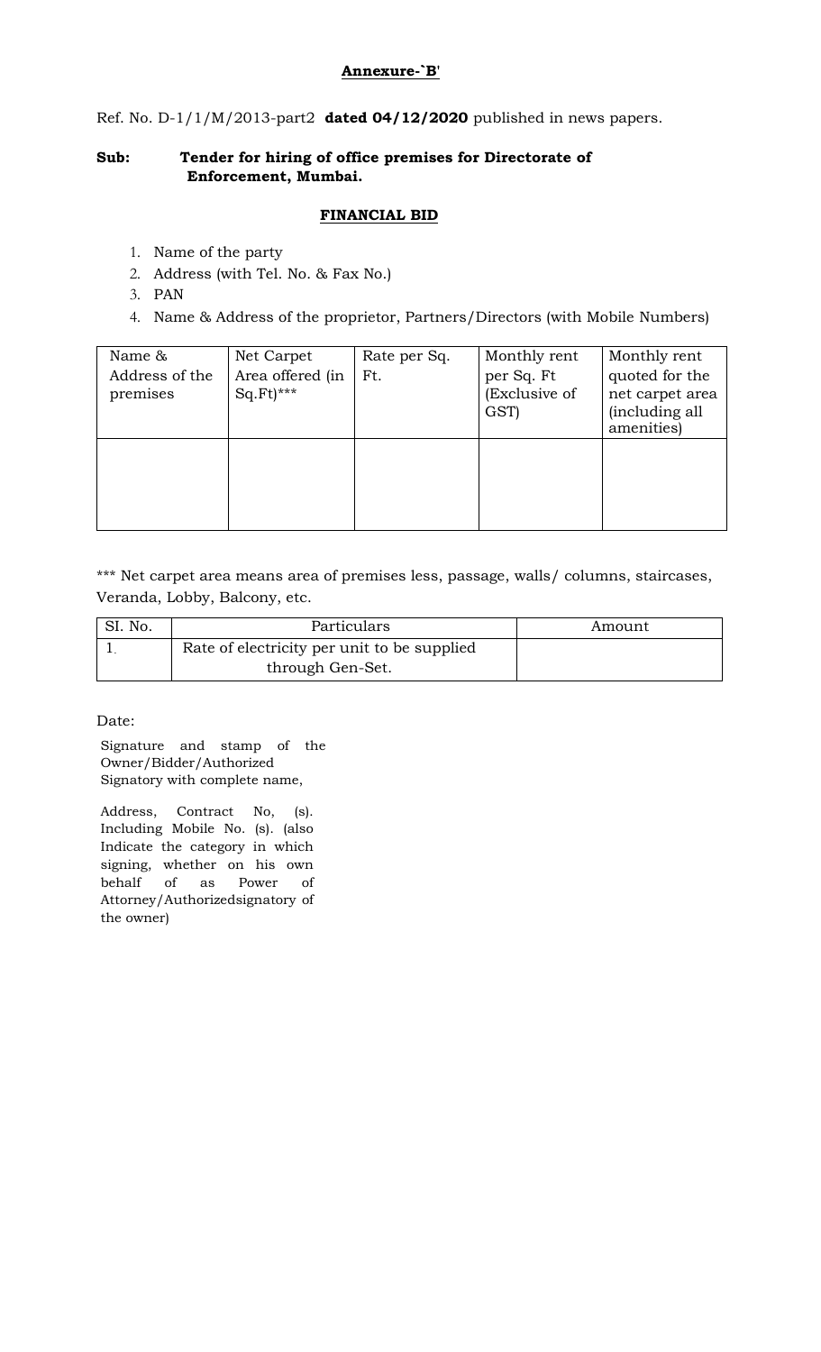**Annexure-`B'**

Ref. No. D-1/1/M/2013-part2 **dated 04/12/2020** published in news papers.

**Sub: Tender for hiring of office premises for Directorate of Enforcement, Mumbai.**

**FINANCIAL BID**

1. Name of the party
2. Address (with Tel. No. & Fax No.)
3. PAN
4. Name & Address of the proprietor, Partners/Directors (with Mobile Numbers)

| Name & Address of the premises | Net Carpet Area offered (in Sq.Ft)*** | Rate per Sq. Ft. | Monthly rent per Sq. Ft (Exclusive of GST) | Monthly rent quoted for the net carpet area (including all amenities) |
|---|---|---|---|---|
| | | | | |

*** Net carpet area means area of premises less, passage, walls/ columns, staircases, Veranda, Lobby, Balcony, etc.

| SI. No. | Particulars | Amount |
|---|---|---|
| 1. | Rate of electricity per unit to be supplied through Gen-Set. | |

Date:

Signature and stamp of the Owner/Bidder/Authorized Signatory with complete name,

Address, Contract No, (s). Including Mobile No. (s). (also Indicate the category in which signing, whether on his own behalf of as Power of Attorney/Authorizedsignatory of the owner)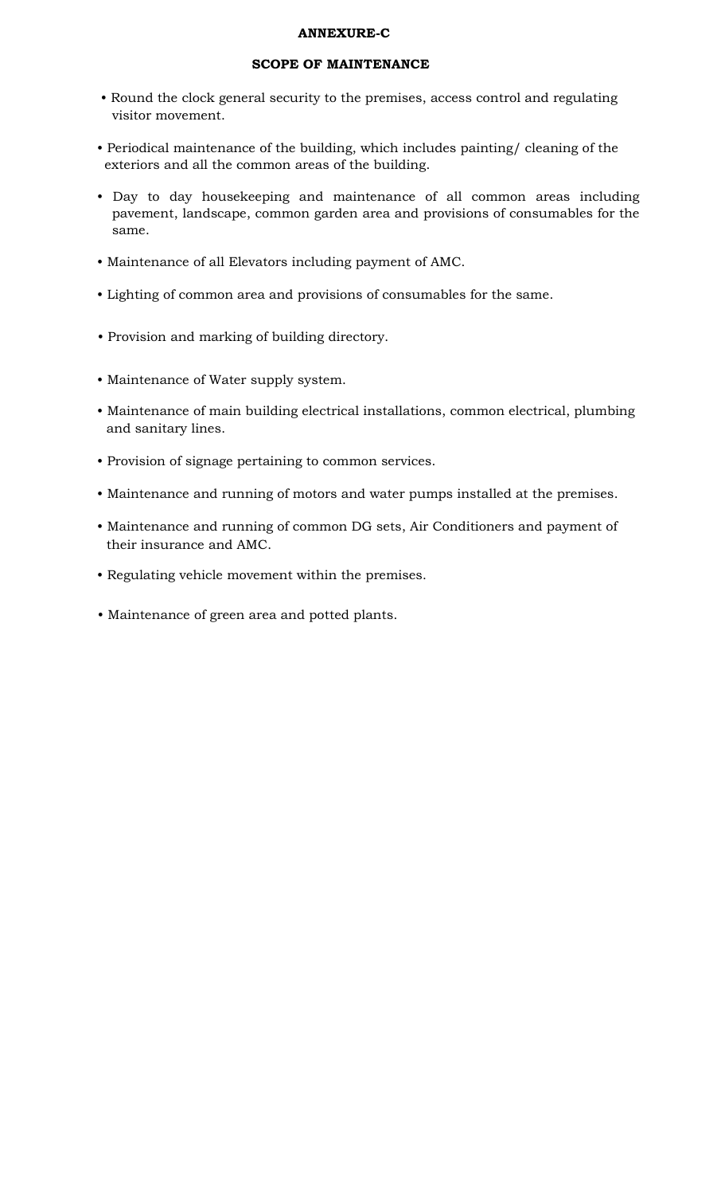# ANNEXURE-C

## SCOPE OF MAINTENANCE

- Round the clock general security to the premises, access control and regulating visitor movement.
- Periodical maintenance of the building, which includes painting/ cleaning of the exteriors and all the common areas of the building.
- Day to day housekeeping and maintenance of all common areas including pavement, landscape, common garden area and provisions of consumables for the same.
- Maintenance of all Elevators including payment of AMC.
- Lighting of common area and provisions of consumables for the same.
- Provision and marking of building directory.
- Maintenance of Water supply system.
- Maintenance of main building electrical installations, common electrical, plumbing and sanitary lines.
- Provision of signage pertaining to common services.
- Maintenance and running of motors and water pumps installed at the premises.
- Maintenance and running of common DG sets, Air Conditioners and payment of their insurance and AMC.
- Regulating vehicle movement within the premises.
- Maintenance of green area and potted plants.